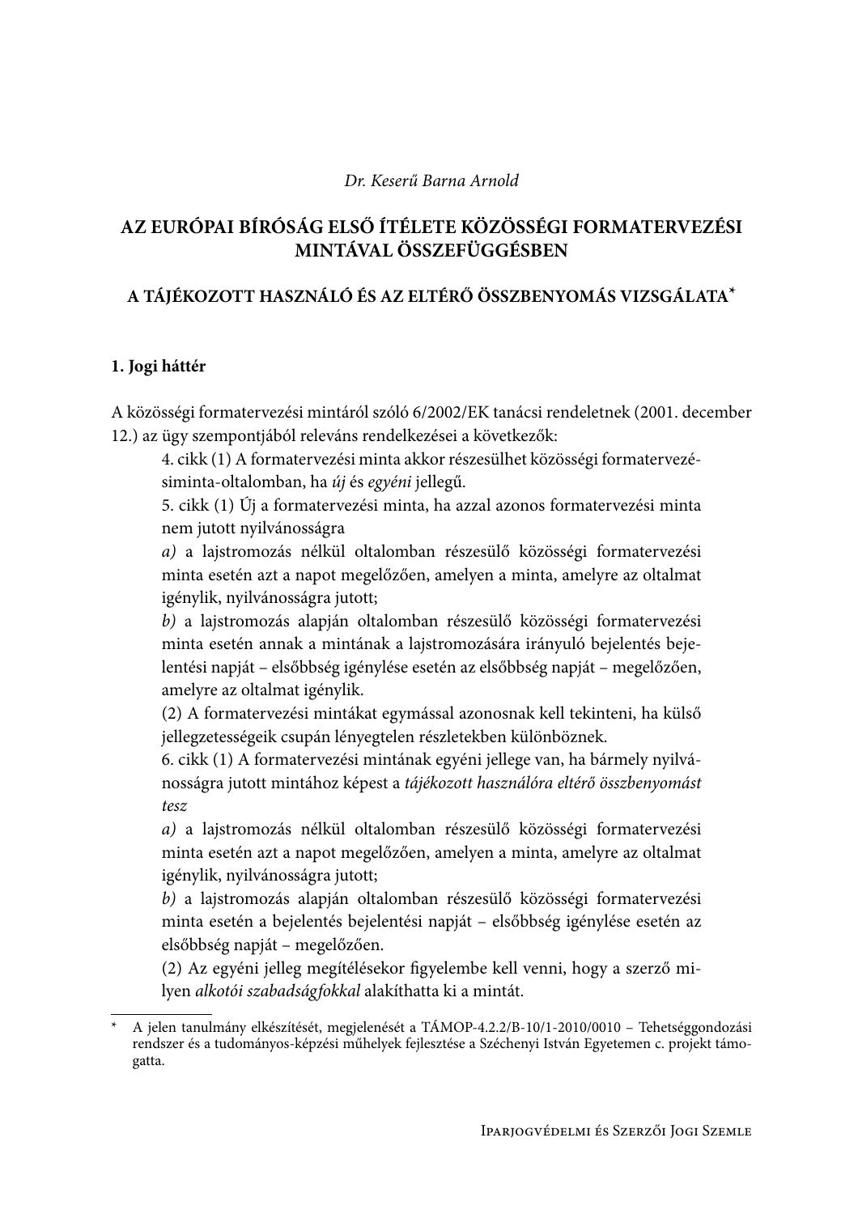*Dr. Keserű Barna Arnold*

# AZ EURÓPAI BÍRÓSÁG ELSŐ ÍTÉLETE KÖZÖSSÉGI FORMATERVEZÉSI MINTÁVAL ÖSSZEFÜGGÉSBEN

## A TÁJÉKOZOTT HASZNÁLÓ ÉS AZ ELTÉRŐ ÖSSZBENYOMÁS VIZSGÁLATA*

### 1. Jogi háttér

A közösségi formatervezési mintáról szóló 6/2002/EK tanácsi rendeletnek (2001. december 12.) az ügy szempontjából releváns rendelkezései a következők:

> 4. cikk (1) A formatervezési minta akkor részesülhet közösségi formatervezésiminta-oltalomban, ha *új* és *egyéni* jellegű.
>
> 5. cikk (1) Új a formatervezési minta, ha azzal azonos formatervezési minta nem jutott nyilvánosságra
>
> *a)* a lajstromozás nélkül oltalomban részesülő közösségi formatervezési minta esetén azt a napot megelőzően, amelyen a minta, amelyre az oltalmat igénylik, nyilvánosságra jutott;
>
> *b)* a lajstromozás alapján oltalomban részesülő közösségi formatervezési minta esetén annak a mintának a lajstromozására irányuló bejelentés bejelentési napját – elsőbbség igénylése esetén az elsőbbség napját – megelőzően, amelyre az oltalmat igénylik.
>
> (2) A formatervezési mintákat egymással azonosnak kell tekinteni, ha külső jellegzetességeik csupán lényegtelen részletekben különböznek.
>
> 6. cikk (1) A formatervezési mintának egyéni jellege van, ha bármely nyilvánosságra jutott mintához képest a *tájékozott használóra eltérő összbenyomást tesz*
>
> *a)* a lajstromozás nélkül oltalomban részesülő közösségi formatervezési minta esetén azt a napot megelőzően, amelyen a minta, amelyre az oltalmat igénylik, nyilvánosságra jutott;
>
> *b)* a lajstromozás alapján oltalomban részesülő közösségi formatervezési minta esetén a bejelentés bejelentési napját – elsőbbség igénylése esetén az elsőbbség napját – megelőzően.
>
> (2) Az egyéni jelleg megítélésekor figyelembe kell venni, hogy a szerző milyen *alkotói szabadságfokkal* alakíthatta ki a mintát.

---

\* A jelen tanulmány elkészítését, megjelenését a TÁMOP-4.2.2/B-10/1-2010/0010 – Tehetséggondozási rendszer és a tudományos-képzési műhelyek fejlesztése a Széchenyi István Egyetemen c. projekt támogatta.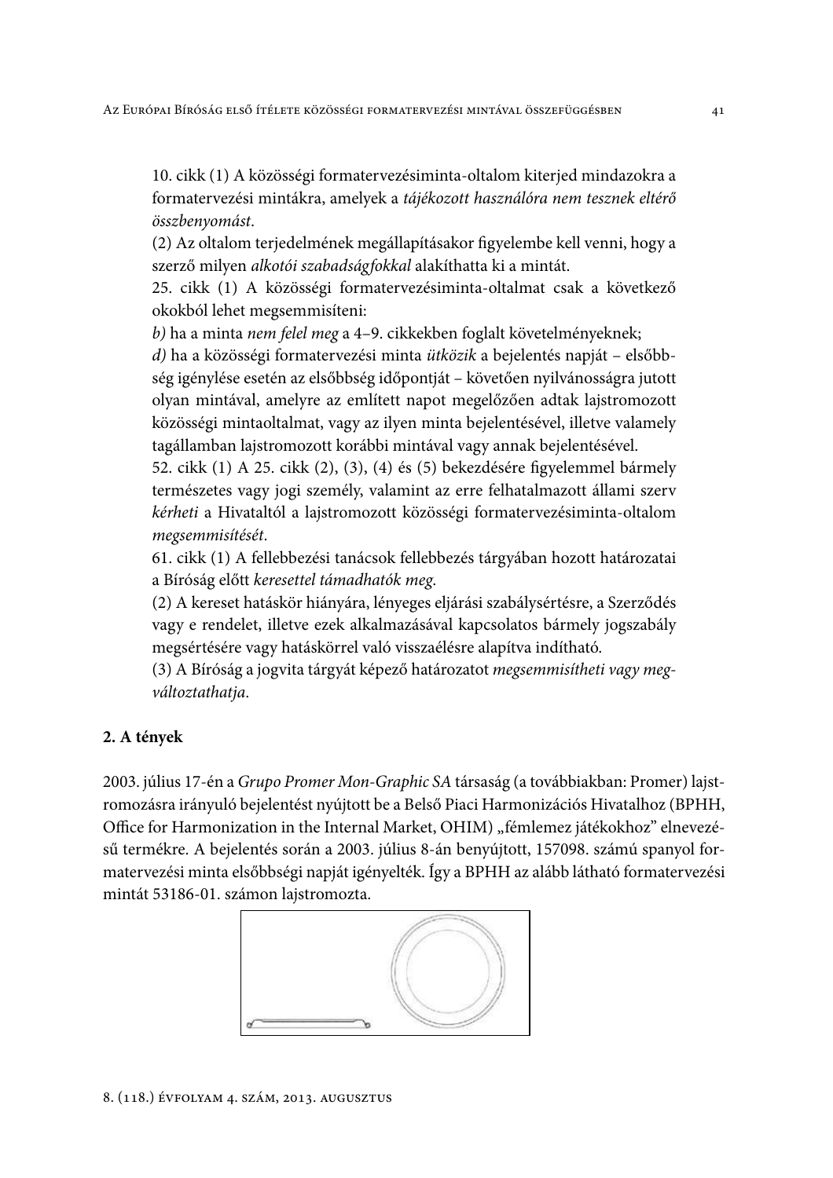10. cikk (1) A közösségi formatervezésiminta-oltalom kiterjed mindazokra a formatervezési mintákra, amelyek a *tájékozott használóra nem tesznek eltérő összbenyomást*.
(2) Az oltalom terjedelmének megállapításakor figyelembe kell venni, hogy a szerző milyen *alkotói szabadságfokkal* alakíthatta ki a mintát.
25. cikk (1) A közösségi formatervezésiminta-oltalmat csak a következő okokból lehet megsemmisíteni:
*b)* ha a minta *nem felel meg* a 4–9. cikkekben foglalt követelményeknek;
*d)* ha a közösségi formatervezési minta *ütközik* a bejelentés napját – elsőbbség igénylése esetén az elsőbbség időpontját – követően nyilvánosságra jutott olyan mintával, amelyre az említett napot megelőzően adtak lajstromozott közösségi mintaoltalmat, vagy az ilyen minta bejelentésével, illetve valamely tagállamban lajstromozott korábbi mintával vagy annak bejelentésével.
52. cikk (1) A 25. cikk (2), (3), (4) és (5) bekezdésére figyelemmel bármely természetes vagy jogi személy, valamint az erre felhatalmazott állami szerv *kérheti* a Hivataltól a lajstromozott közösségi formatervezésiminta-oltalom *megsemmisítését*.
61. cikk (1) A fellebbezési tanácsok fellebbezés tárgyában hozott határozatai a Bíróság előtt *keresettel támadhatók meg.*
(2) A kereset hatáskör hiányára, lényeges eljárási szabálysértésre, a Szerződés vagy e rendelet, illetve ezek alkalmazásával kapcsolatos bármely jogszabály megsértésére vagy hatáskörrel való visszaélésre alapítva indítható.
(3) A Bíróság a jogvita tárgyát képező határozatot *megsemmisítheti vagy megváltoztathatja*.

## 2. A tények

2003. július 17-én a *Grupo Promer Mon-Graphic SA* társaság (a továbbiakban: Promer) lajstromozásra irányuló bejelentést nyújtott be a Belső Piaci Harmonizációs Hivatalhoz (BPHH, Office for Harmonization in the Internal Market, OHIM) „fémlemez játékokhoz" elnevezésű termékre. A bejelentés során a 2003. július 8-án benyújtott, 157098. számú spanyol formatervezési minta elsőbbségi napját igényelték. Így a BPHH az alább látható formatervezési mintát 53186-01. számon lajstromozta.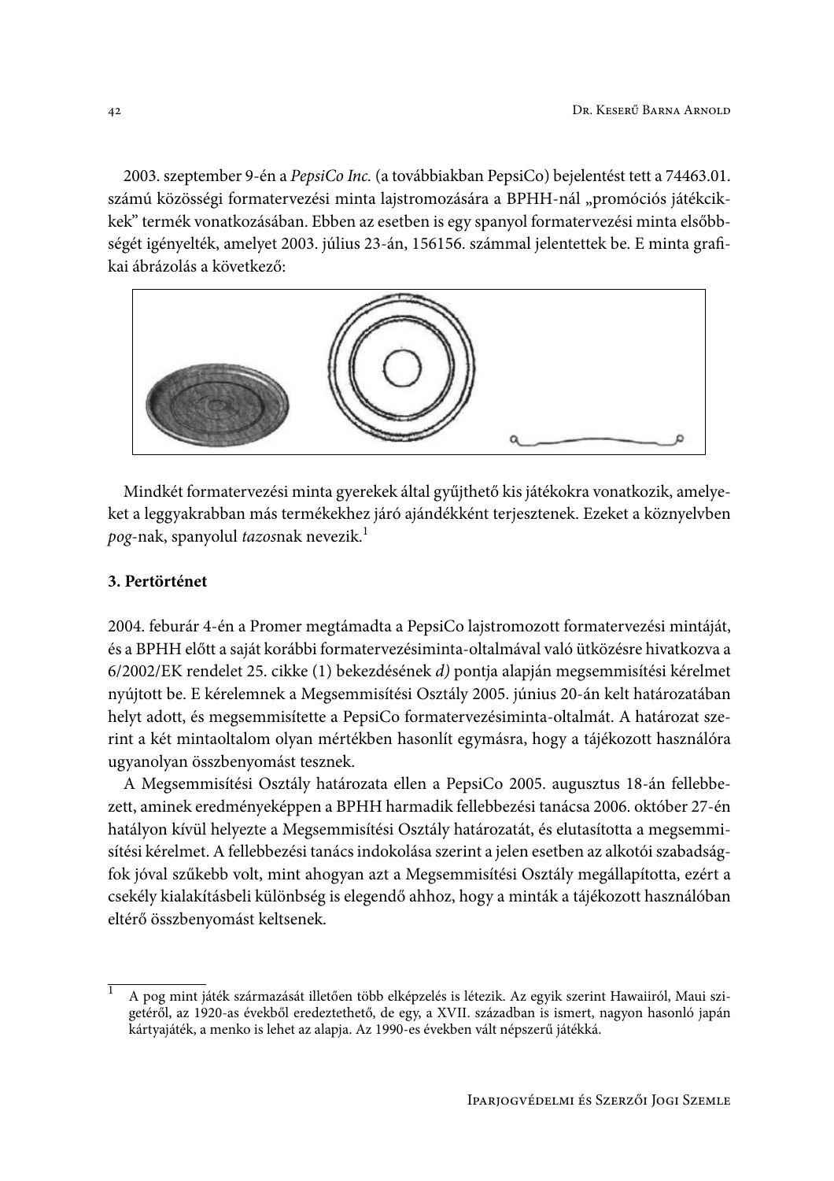2003. szeptember 9-én a *PepsiCo Inc.* (a továbbiakban PepsiCo) bejelentést tett a 74463.01. számú közösségi formatervezési minta lajstromozására a BPHH-nál „promóciós játékcikkek" termék vonatkozásában. Ebben az esetben is egy spanyol formatervezési minta elsőbbségét igényelték, amelyet 2003. július 23-án, 156156. számmal jelentettek be. E minta grafikai ábrázolás a következő:

Mindkét formatervezési minta gyerekek által gyűjthető kis játékokra vonatkozik, amelyeket a leggyakrabban más termékekhez járó ajándékként terjesztenek. Ezeket a köznyelvben *pog*-nak, spanyolul *tazos*nak nevezik.[1]

### 3. Pertörténet

2004. feburár 4-én a Promer megtámadta a PepsiCo lajstromozott formatervezési mintáját, és a BPHH előtt a saját korábbi formatervezésiminta-oltalmával való ütközésre hivatkozva a 6/2002/EK rendelet 25. cikke (1) bekezdésének *d)* pontja alapján megsemmisítési kérelmet nyújtott be. E kérelemnek a Megsemmisítési Osztály 2005. június 20-án kelt határozatában helyt adott, és megsemmisítette a PepsiCo formatervezésiminta-oltalmát. A határozat szerint a két mintaoltalom olyan mértékben hasonlít egymásra, hogy a tájékozott használóra ugyanolyan összbenyomást tesznek.

A Megsemmisítési Osztály határozata ellen a PepsiCo 2005. augusztus 18-án fellebbezett, aminek eredményeképpen a BPHH harmadik fellebbezési tanácsa 2006. október 27-én hatályon kívül helyezte a Megsemmisítési Osztály határozatát, és elutasította a megsemmisítési kérelmet. A fellebbezési tanács indokolása szerint a jelen esetben az alkotói szabadságfok jóval szűkebb volt, mint ahogyan azt a Megsemmisítési Osztály megállapította, ezért a csekély kialakításbeli különbség is elegendő ahhoz, hogy a minták a tájékozott használóban eltérő összbenyomást keltsenek.

---

[1] A pog mint játék származását illetően több elképzelés is létezik. Az egyik szerint Hawaiiról, Maui szigetéről, az 1920-as évekből eredeztethető, de egy, a XVII. században is ismert, nagyon hasonló japán kártyajáték, a menko is lehet az alapja. Az 1990-es években vált népszerű játékká.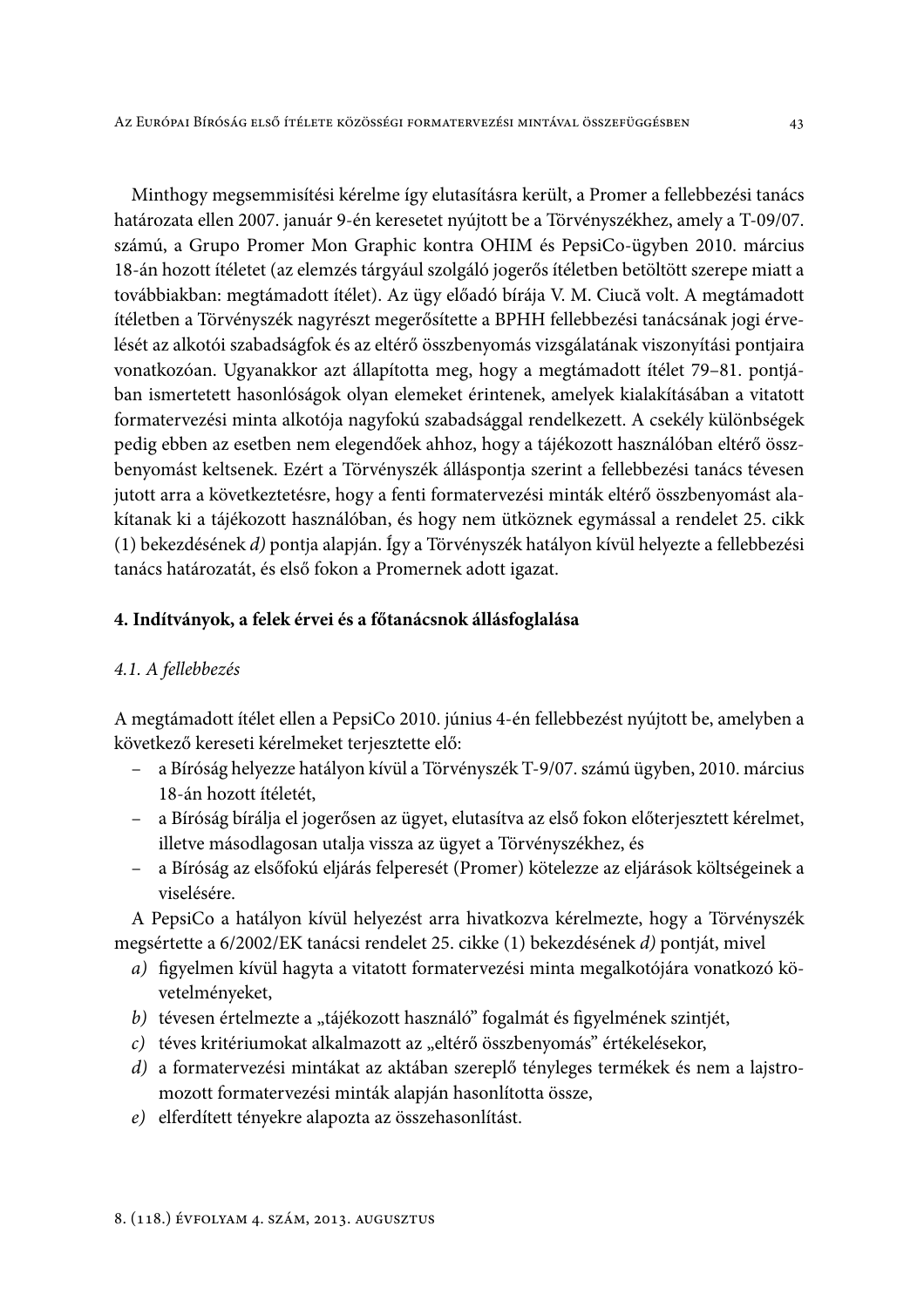Minthogy megsemmisítési kérelme így elutasításra került, a Promer a fellebbezési tanács határozata ellen 2007. január 9-én keresetet nyújtott be a Törvényszékhez, amely a T-09/07. számú, a Grupo Promer Mon Graphic kontra OHIM és PepsiCo-ügyben 2010. március 18-án hozott ítéletet (az elemzés tárgyául szolgáló jogerős ítéletben betöltött szerepe miatt a továbbiakban: megtámadott ítélet). Az ügy előadó bírája V. M. Ciucă volt. A megtámadott ítéletben a Törvényszék nagyrészt megerősítette a BPHH fellebbezési tanácsának jogi érvelését az alkotói szabadságfok és az eltérő összbenyomás vizsgálatának viszonyítási pontjaira vonatkozóan. Ugyanakkor azt állapította meg, hogy a megtámadott ítélet 79–81. pontjában ismertetett hasonlóságok olyan elemeket érintenek, amelyek kialakításában a vitatott formatervezési minta alkotója nagyfokú szabadsággal rendelkezett. A csekély különbségek pedig ebben az esetben nem elegendőek ahhoz, hogy a tájékozott használóban eltérő összbenyomást keltsenek. Ezért a Törvényszék álláspontja szerint a fellebbezési tanács tévesen jutott arra a következtetésre, hogy a fenti formatervezési minták eltérő összbenyomást alakítanak ki a tájékozott használóban, és hogy nem ütköznek egymással a rendelet 25. cikk (1) bekezdésének *d)* pontja alapján. Így a Törvényszék hatályon kívül helyezte a fellebbezési tanács határozatát, és első fokon a Promernek adott igazat.

## 4. Indítványok, a felek érvei és a főtanácsnok állásfoglalása

### *4.1. A fellebbezés*

A megtámadott ítélet ellen a PepsiCo 2010. június 4-én fellebbezést nyújtott be, amelyben a következő kereseti kérelmeket terjesztette elő:

- a Bíróság helyezze hatályon kívül a Törvényszék T-9/07. számú ügyben, 2010. március 18-án hozott ítéletét,
- a Bíróság bírálja el jogerősen az ügyet, elutasítva az első fokon előterjesztett kérelmet, illetve másodlagosan utalja vissza az ügyet a Törvényszékhez, és
- a Bíróság az elsőfokú eljárás felperesét (Promer) kötelezze az eljárások költségeinek a viselésére.

A PepsiCo a hatályon kívül helyezést arra hivatkozva kérelmezte, hogy a Törvényszék megsértette a 6/2002/EK tanácsi rendelet 25. cikke (1) bekezdésének *d)* pontját, mivel

*a)* figyelmen kívül hagyta a vitatott formatervezési minta megalkotójára vonatkozó követelményeket,

*b)* tévesen értelmezte a „tájékozott használó” fogalmát és figyelmének szintjét,

*c)* téves kritériumokat alkalmazott az „eltérő összbenyomás” értékelésekor,

*d)* a formatervezési mintákat az aktában szereplő tényleges termékek és nem a lajstromozott formatervezési minták alapján hasonlította össze,

*e)* elferdített tényekre alapozta az összehasonlítást.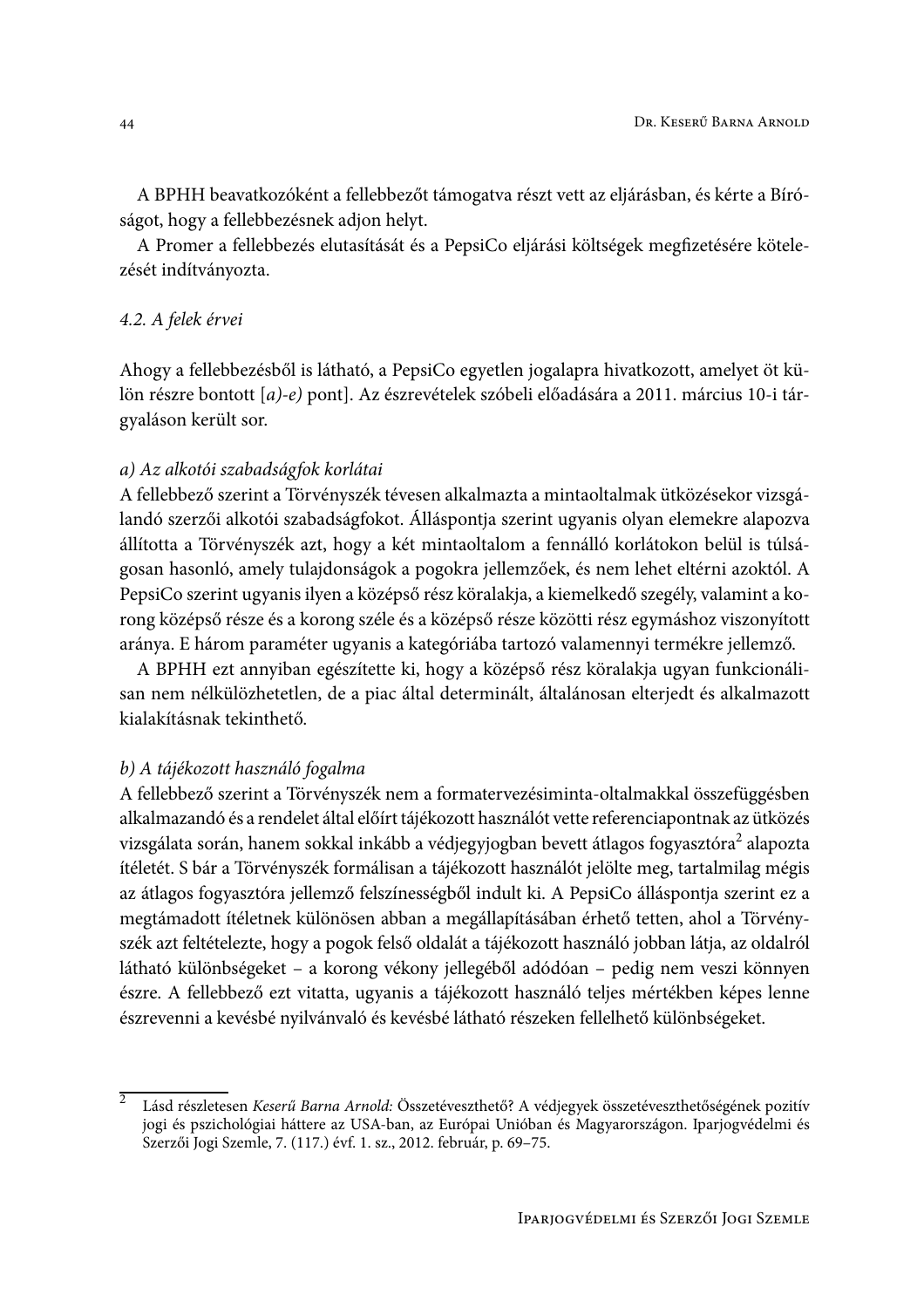A BPHH beavatkozóként a fellebbezőt támogatva részt vett az eljárásban, és kérte a Bíróságot, hogy a fellebbezésnek adjon helyt.

A Promer a fellebbezés elutasítását és a PepsiCo eljárási költségek megfizetésére kötelezését indítványozta.

### *4.2. A felek érvei*

Ahogy a fellebbezésből is látható, a PepsiCo egyetlen jogalapra hivatkozott, amelyet öt külön részre bontott [*a)-e)* pont]. Az észrevételek szóbeli előadására a 2011. március 10-i tárgyaláson került sor.

*a) Az alkotói szabadságfok korlátai*

A fellebbező szerint a Törvényszék tévesen alkalmazta a mintaoltalmak ütközésekor vizsgálandó szerzői alkotói szabadságfokot. Álláspontja szerint ugyanis olyan elemekre alapozva állította a Törvényszék azt, hogy a két mintaoltalom a fennálló korlátokon belül is túlságosan hasonló, amely tulajdonságok a pogokra jellemzőek, és nem lehet eltérni azoktól. A PepsiCo szerint ugyanis ilyen a középső rész köralakja, a kiemelkedő szegély, valamint a korong középső része és a korong széle és a középső része közötti rész egymáshoz viszonyított aránya. E három paraméter ugyanis a kategóriába tartozó valamennyi termékre jellemző.

A BPHH ezt annyiban egészítette ki, hogy a középső rész köralakja ugyan funkcionálisan nem nélkülözhetetlen, de a piac által determinált, általánosan elterjedt és alkalmazott kialakításnak tekinthető.

*b) A tájékozott használó fogalma*

A fellebbező szerint a Törvényszék nem a formatervezésiminta-oltalmakkal összefüggésben alkalmazandó és a rendelet által előírt tájékozott használót vette referenciapontnak az ütközés vizsgálata során, hanem sokkal inkább a védjegyjogban bevett átlagos fogyasztóra[2] alapozta ítéletét. S bár a Törvényszék formálisan a tájékozott használót jelölte meg, tartalmilag mégis az átlagos fogyasztóra jellemző felszínességből indult ki. A PepsiCo álláspontja szerint ez a megtámadott ítéletnek különösen abban a megállapításában érhető tetten, ahol a Törvényszék azt feltételezte, hogy a pogok felső oldalát a tájékozott használó jobban látja, az oldalról látható különbségeket – a korong vékony jellegéből adódóan – pedig nem veszi könnyen észre. A fellebbező ezt vitatta, ugyanis a tájékozott használó teljes mértékben képes lenne észrevenni a kevésbé nyilvánvaló és kevésbé látható részeken fellelhető különbségeket.

---

[2] Lásd részletesen *Keserű Barna Arnold:* Összetéveszthető? A védjegyek összetéveszthetőségének pozitív jogi és pszichológiai háttere az USA-ban, az Európai Unióban és Magyarországon. Iparjogvédelmi és Szerzői Jogi Szemle, 7. (117.) évf. 1. sz., 2012. február, p. 69–75.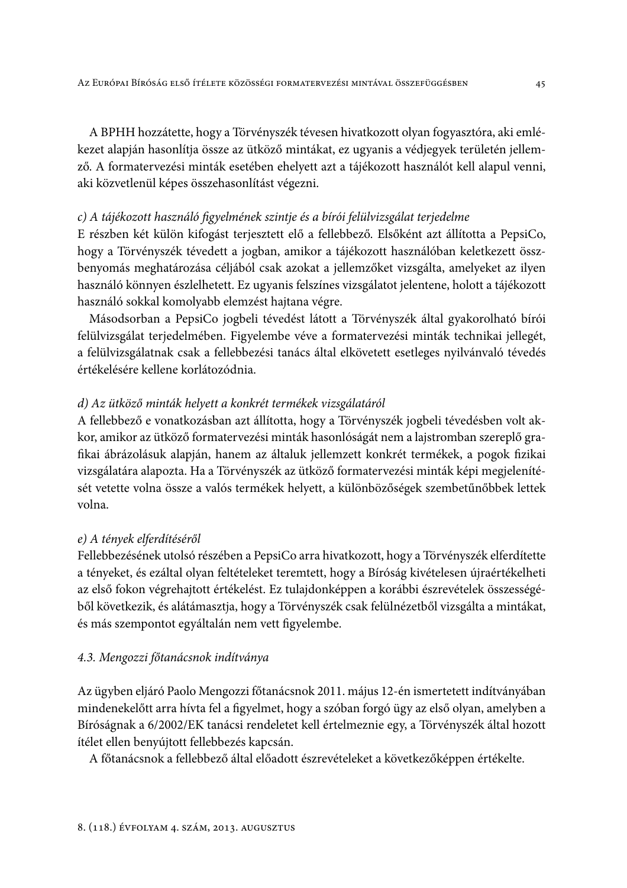A BPHH hozzátette, hogy a Törvényszék tévesen hivatkozott olyan fogyasztóra, aki emlékezet alapján hasonlítja össze az ütköző mintákat, ez ugyanis a védjegyek területén jellemző. A formatervezési minták esetében ehelyett azt a tájékozott használót kell alapul venni, aki közvetlenül képes összehasonlítást végezni.

*c) A tájékozott használó figyelmének szintje és a bírói felülvizsgálat terjedelme*

E részben két külön kifogást terjesztett elő a fellebbező. Elsőként azt állította a PepsiCo, hogy a Törvényszék tévedett a jogban, amikor a tájékozott használóban keletkezett összbenyomás meghatározása céljából csak azokat a jellemzőket vizsgálta, amelyeket az ilyen használó könnyen észlelhetett. Ez ugyanis felszínes vizsgálatot jelentene, holott a tájékozott használó sokkal komolyabb elemzést hajtana végre.

Másodsorban a PepsiCo jogbeli tévedést látott a Törvényszék által gyakorolható bírói felülvizsgálat terjedelmében. Figyelembe véve a formatervezési minták technikai jellegét, a felülvizsgálatnak csak a fellebbezési tanács által elkövetett esetleges nyilvánvaló tévedés értékelésére kellene korlátozódnia.

*d) Az ütköző minták helyett a konkrét termékek vizsgálatáról*

A fellebbező e vonatkozásban azt állította, hogy a Törvényszék jogbeli tévedésben volt akkor, amikor az ütköző formatervezési minták hasonlóságát nem a lajstromban szereplő grafikai ábrázolásuk alapján, hanem az általuk jellemzett konkrét termékek, a pogok fizikai vizsgálatára alapozta. Ha a Törvényszék az ütköző formatervezési minták képi megjelenítését vetette volna össze a valós termékek helyett, a különbözőségek szembetűnőbbek lettek volna.

*e) A tények elferdítéséről*

Fellebbezésének utolsó részében a PepsiCo arra hivatkozott, hogy a Törvényszék elferdítette a tényeket, és ezáltal olyan feltételeket teremtett, hogy a Bíróság kivételesen újraértékelheti az első fokon végrehajtott értékelést. Ez tulajdonképpen a korábbi észrevételek összességéből következik, és alátámasztja, hogy a Törvényszék csak felülnézetből vizsgálta a mintákat, és más szempontot egyáltalán nem vett figyelembe.

*4.3. Mengozzi főtanácsnok indítványa*

Az ügyben eljáró Paolo Mengozzi főtanácsnok 2011. május 12-én ismertetett indítványában mindenekelőtt arra hívta fel a figyelmet, hogy a szóban forgó ügy az első olyan, amelyben a Bíróságnak a 6/2002/EK tanácsi rendeletet kell értelmeznie egy, a Törvényszék által hozott ítélet ellen benyújtott fellebbezés kapcsán.

A főtanácsnok a fellebbező által előadott észrevételeket a következőképpen értékelte.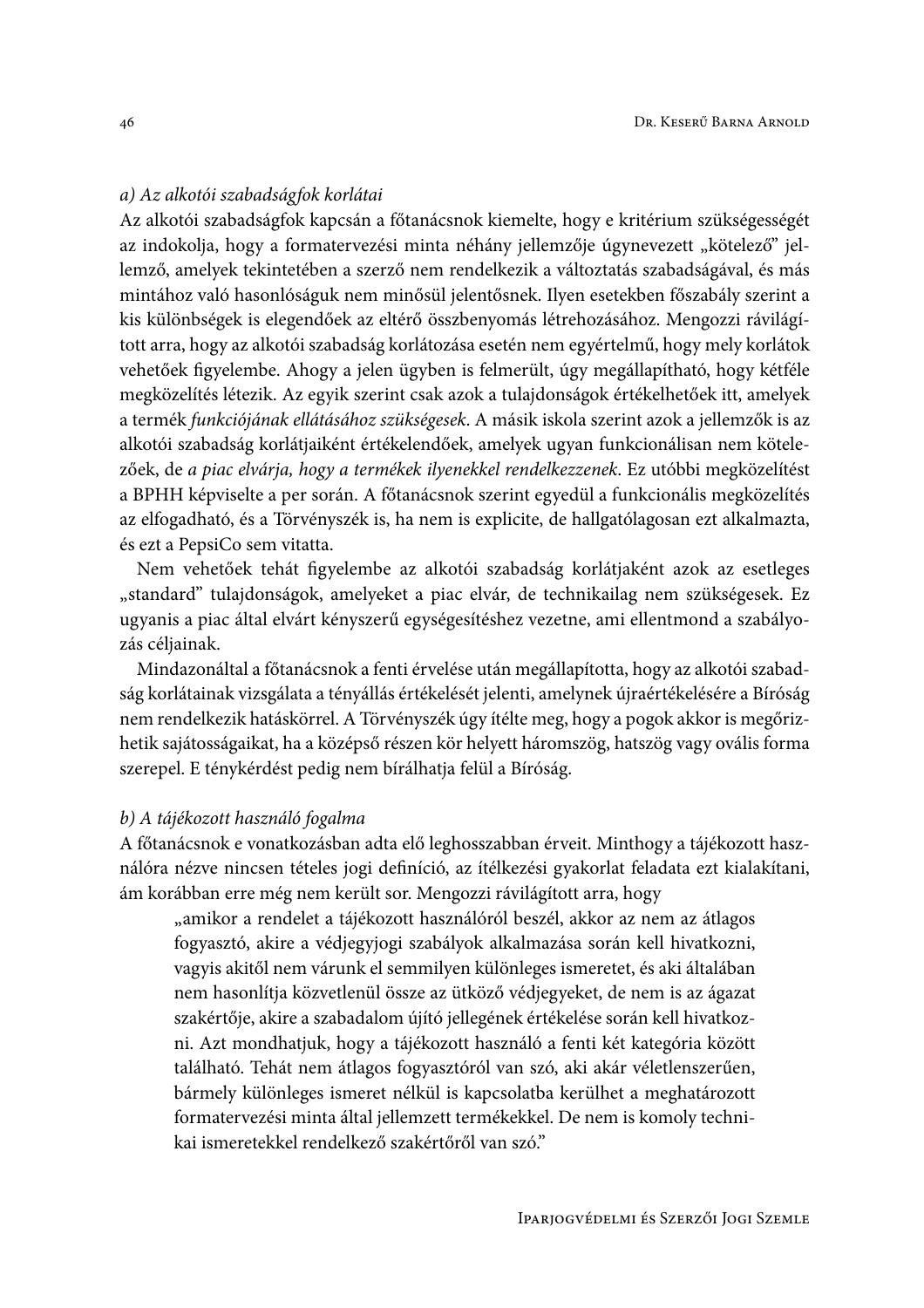*a) Az alkotói szabadságfok korlátai*

Az alkotói szabadságfok kapcsán a főtanácsnok kiemelte, hogy e kritérium szükségességét az indokolja, hogy a formatervezési minta néhány jellemzője úgynevezett „kötelező" jellemző, amelyek tekintetében a szerző nem rendelkezik a változtatás szabadságával, és más mintához való hasonlóságuk nem minősül jelentősnek. Ilyen esetekben főszabály szerint a kis különbségek is elegendőek az eltérő összbenyomás létrehozásához. Mengozzi rávilágított arra, hogy az alkotói szabadság korlátozása esetén nem egyértelmű, hogy mely korlátok vehetőek figyelembe. Ahogy a jelen ügyben is felmerült, úgy megállapítható, hogy kétféle megközelítés létezik. Az egyik szerint csak azok a tulajdonságok értékelhetőek itt, amelyek a termék *funkciójának ellátásához szükségesek*. A másik iskola szerint azok a jellemzők is az alkotói szabadság korlátjaiként értékelendőek, amelyek ugyan funkcionálisan nem kötelezőek, de *a piac elvárja, hogy a termékek ilyenekkel rendelkezzenek*. Ez utóbbi megközelítést a BPHH képviselte a per során. A főtanácsnok szerint egyedül a funkcionális megközelítés az elfogadható, és a Törvényszék is, ha nem is explicite, de hallgatólagosan ezt alkalmazta, és ezt a PepsiCo sem vitatta.

Nem vehetőek tehát figyelembe az alkotói szabadság korlátjaként azok az esetleges „standard" tulajdonságok, amelyeket a piac elvár, de technikailag nem szükségesek. Ez ugyanis a piac által elvárt kényszerű egységesítéshez vezetne, ami ellentmond a szabályozás céljainak.

Mindazonáltal a főtanácsnok a fenti érvelése után megállapította, hogy az alkotói szabadság korlátainak vizsgálata a tényállás értékelését jelenti, amelynek újraértékelésére a Bíróság nem rendelkezik hatáskörrel. A Törvényszék úgy ítélte meg, hogy a pogok akkor is megőrizhetik sajátosságaikat, ha a középső részen kör helyett háromszög, hatszög vagy ovális forma szerepel. E ténykérdést pedig nem bírálhatja felül a Bíróság.

*b) A tájékozott használó fogalma*

A főtanácsnok e vonatkozásban adta elő leghosszabban érveit. Minthogy a tájékozott használóra nézve nincsen tételes jogi definíció, az ítélkezési gyakorlat feladata ezt kialakítani, ám korábban erre még nem került sor. Mengozzi rávilágított arra, hogy

> „amikor a rendelet a tájékozott használóról beszél, akkor az nem az átlagos fogyasztó, akire a védjegyjogi szabályok alkalmazása során kell hivatkozni, vagyis akitől nem várunk el semmilyen különleges ismeretet, és aki általában nem hasonlítja közvetlenül össze az ütköző védjegyeket, de nem is az ágazat szakértője, akire a szabadalom újító jellegének értékelése során kell hivatkozni. Azt mondhatjuk, hogy a tájékozott használó a fenti két kategória között található. Tehát nem átlagos fogyasztóról van szó, aki akár véletlenszerűen, bármely különleges ismeret nélkül is kapcsolatba kerülhet a meghatározott formatervezési minta által jellemzett termékekkel. De nem is komoly technikai ismeretekkel rendelkező szakértőről van szó."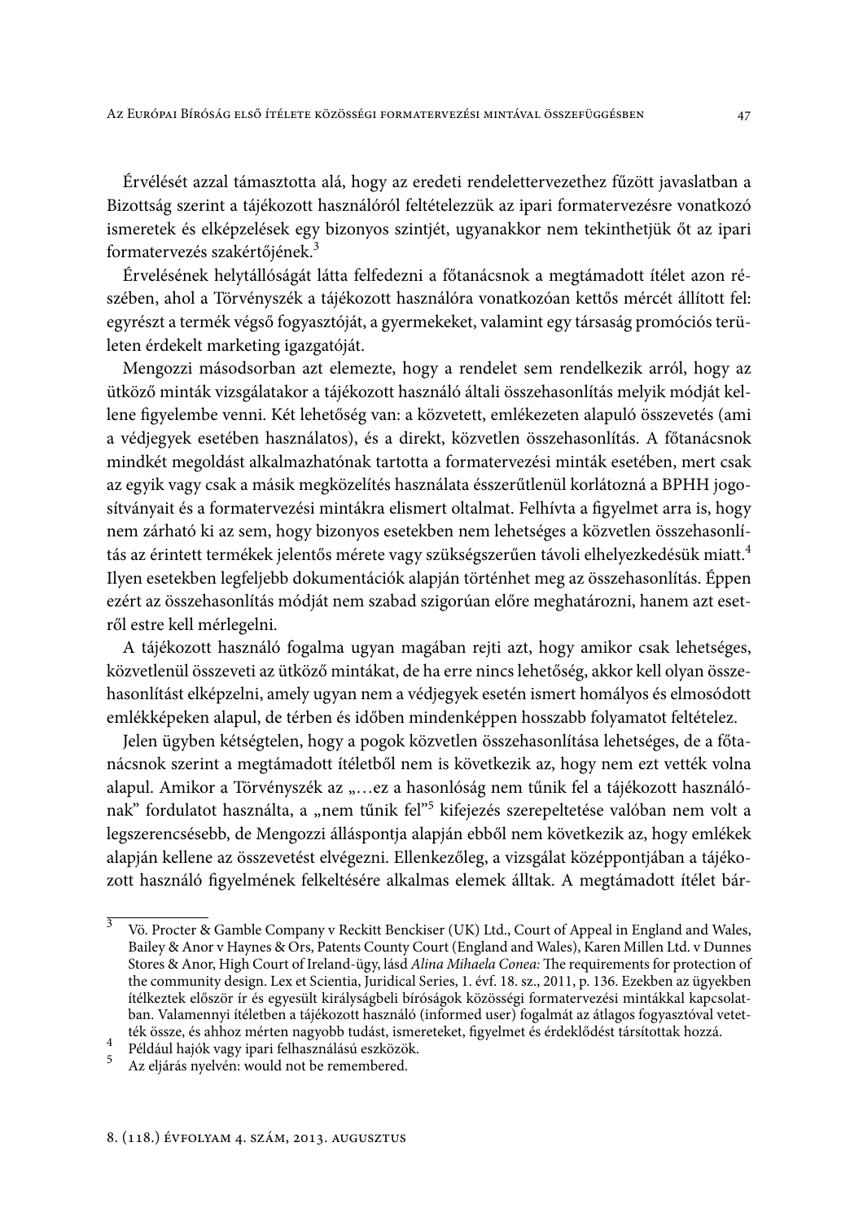Érvelését azzal támasztotta alá, hogy az eredeti rendelettervezethez fűzött javaslatban a Bizottság szerint a tájékozott használóról feltételezzük az ipari formatervezésre vonatkozó ismeretek és elképzelések egy bizonyos szintjét, ugyanakkor nem tekinthetjük őt az ipari formatervezés szakértőjének.[3]

Érvelésének helytállóságát látta felfedezni a főtanácsnok a megtámadott ítélet azon részében, ahol a Törvényszék a tájékozott használóra vonatkozóan kettős mércét állított fel: egyrészt a termék végső fogyasztóját, a gyermekeket, valamint egy társaság promóciós területen érdekelt marketing igazgatóját.

Mengozzi másodsorban azt elemezte, hogy a rendelet sem rendelkezik arról, hogy az ütköző minták vizsgálatakor a tájékozott használó általi összehasonlítás melyik módját kellene figyelembe venni. Két lehetőség van: a közvetett, emlékezeten alapuló összevetés (ami a védjegyek esetében használatos), és a direkt, közvetlen összehasonlítás. A főtanácsnok mindkét megoldást alkalmazhatónak tartotta a formatervezési minták esetében, mert csak az egyik vagy csak a másik megközelítés használata ésszerűtlenül korlátozná a BPHH jogosítványait és a formatervezési mintákra elismert oltalmat. Felhívta a figyelmet arra is, hogy nem zárható ki az sem, hogy bizonyos esetekben nem lehetséges a közvetlen összehasonlítás az érintett termékek jelentős mérete vagy szükségszerűen távoli elhelyezkedésük miatt.[4] Ilyen esetekben legfeljebb dokumentációk alapján történhet meg az összehasonlítás. Éppen ezért az összehasonlítás módját nem szabad szigorúan előre meghatározni, hanem azt esetről estre kell mérlegelni.

A tájékozott használó fogalma ugyan magában rejti azt, hogy amikor csak lehetséges, közvetlenül összeveti az ütköző mintákat, de ha erre nincs lehetőség, akkor kell olyan összehasonlítást elképzelni, amely ugyan nem a védjegyek esetén ismert homályos és elmosódott emlékképeken alapul, de térben és időben mindenképpen hosszabb folyamatot feltételez.

Jelen ügyben kétségtelen, hogy a pogok közvetlen összehasonlítása lehetséges, de a főtanácsnok szerint a megtámadott ítéletből nem is következik az, hogy nem ezt vették volna alapul. Amikor a Törvényszék az „…ez a hasonlóság nem tűnik fel a tájékozott használónak" fordulatot használta, a „nem tűnik fel"[5] kifejezés szerepeltetése valóban nem volt a legszerencsésebb, de Mengozzi álláspontja alapján ebből nem következik az, hogy emlékek alapján kellene az összevetést elvégezni. Ellenkezőleg, a vizsgálat középpontjában a tájékozott használó figyelmének felkeltésére alkalmas elemek álltak. A megtámadott ítélet bár-

---

[3] Vö. Procter & Gamble Company v Reckitt Benckiser (UK) Ltd., Court of Appeal in England and Wales, Bailey & Anor v Haynes & Ors, Patents County Court (England and Wales), Karen Millen Ltd. v Dunnes Stores & Anor, High Court of Ireland-ügy, lásd *Alina Mihaela Conea:* The requirements for protection of the community design. Lex et Scientia, Juridical Series, 1. évf. 18. sz., 2011, p. 136. Ezekben az ügyekben ítélkeztek először ír és egyesült királyságbeli bíróságok közösségi formatervezési mintákkal kapcsolatban. Valamennyi ítéletben a tájékozott használó (informed user) fogalmát az átlagos fogyasztóval vetették össze, és ahhoz mérten nagyobb tudást, ismereteket, figyelmet és érdeklődést társítottak hozzá.

[4] Például hajók vagy ipari felhasználású eszközök.

[5] Az eljárás nyelvén: would not be remembered.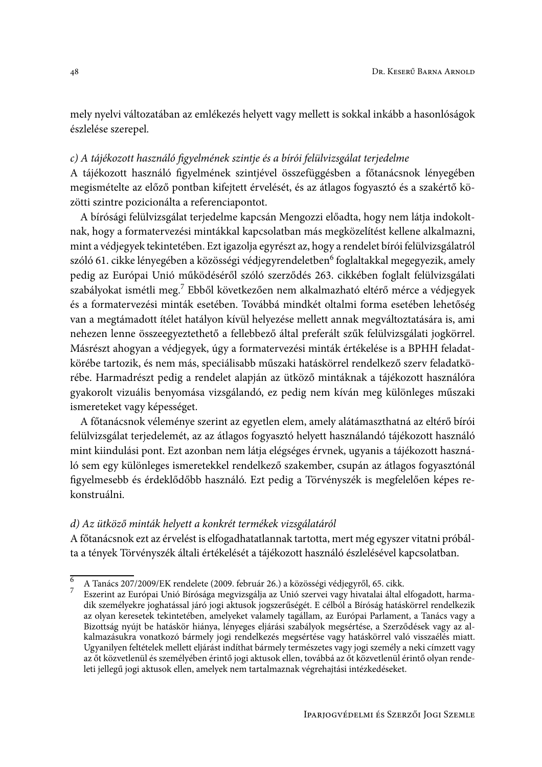mely nyelvi változatában az emlékezés helyett vagy mellett is sokkal inkább a hasonlóságok észlelése szerepel.

*c) A tájékozott használó figyelmének szintje és a bírói felülvizsgálat terjedelme*

A tájékozott használó figyelmének szintjével összefüggésben a főtanácsnok lényegében megismételte az előző pontban kifejtett érvelését, és az átlagos fogyasztó és a szakértő közötti szintre pozicionálta a referenciapontot.

A bírósági felülvizsgálat terjedelme kapcsán Mengozzi előadta, hogy nem látja indokoltnak, hogy a formatervezési mintákkal kapcsolatban más megközelítést kellene alkalmazni, mint a védjegyek tekintetében. Ezt igazolja egyrészt az, hogy a rendelet bírói felülvizsgálatról szóló 61. cikke lényegében a közösségi védjegyrendeletben[6] foglaltakkal megegyezik, amely pedig az Európai Unió működéséről szóló szerződés 263. cikkében foglalt felülvizsgálati szabályokat ismétli meg.[7] Ebből következően nem alkalmazható eltérő mérce a védjegyek és a formatervezési minták esetében. Továbbá mindkét oltalmi forma esetében lehetőség van a megtámadott ítélet hatályon kívül helyezése mellett annak megváltoztatására is, ami nehezen lenne összeegyeztethető a fellebbező által preferált szűk felülvizsgálati jogkörrel. Másrészt ahogyan a védjegyek, úgy a formatervezési minták értékelése is a BPHH feladatkörébe tartozik, és nem más, speciálisabb műszaki hatáskörrel rendelkező szerv feladatkörébe. Harmadrészt pedig a rendelet alapján az ütköző mintáknak a tájékozott használóra gyakorolt vizuális benyomása vizsgálandó, ez pedig nem kíván meg különleges műszaki ismereteket vagy képességet.

A főtanácsnok véleménye szerint az egyetlen elem, amely alátámaszthatná az eltérő bírói felülvizsgálat terjedelemét, az az átlagos fogyasztó helyett használandó tájékozott használó mint kiindulási pont. Ezt azonban nem látja elégséges érvnek, ugyanis a tájékozott használó sem egy különleges ismeretekkel rendelkező szakember, csupán az átlagos fogyasztónál figyelmesebb és érdeklődőbb használó. Ezt pedig a Törvényszék is megfelelően képes rekonstruálni.

*d) Az ütköző minták helyett a konkrét termékek vizsgálatáról*

A főtanácsnok ezt az érvelést is elfogadhatatlannak tartotta, mert még egyszer vitatni próbálta a tények Törvényszék általi értékelését a tájékozott használó észlelésével kapcsolatban.

---

[6] A Tanács 207/2009/EK rendelete (2009. február 26.) a közösségi védjegyről, 65. cikk.

[7] Eszerint az Európai Unió Bírósága megvizsgálja az Unió szervei vagy hivatalai által elfogadott, harmadik személyekre joghatással járó jogi aktusok jogszerűségét. E célból a Bíróság hatáskörrel rendelkezik az olyan keresetek tekintetében, amelyeket valamely tagállam, az Európai Parlament, a Tanács vagy a Bizottság nyújt be hatáskör hiánya, lényeges eljárási szabályok megsértése, a Szerződések vagy az alkalmazásukra vonatkozó bármely jogi rendelkezés megsértése vagy hatáskörrel való visszaélés miatt. Ugyanilyen feltételek mellett eljárást indíthat bármely természetes vagy jogi személy a neki címzett vagy az őt közvetlenül és személyében érintő jogi aktusok ellen, továbbá az őt közvetlenül érintő olyan rendeleti jellegű jogi aktusok ellen, amelyek nem tartalmaznak végrehajtási intézkedéseket.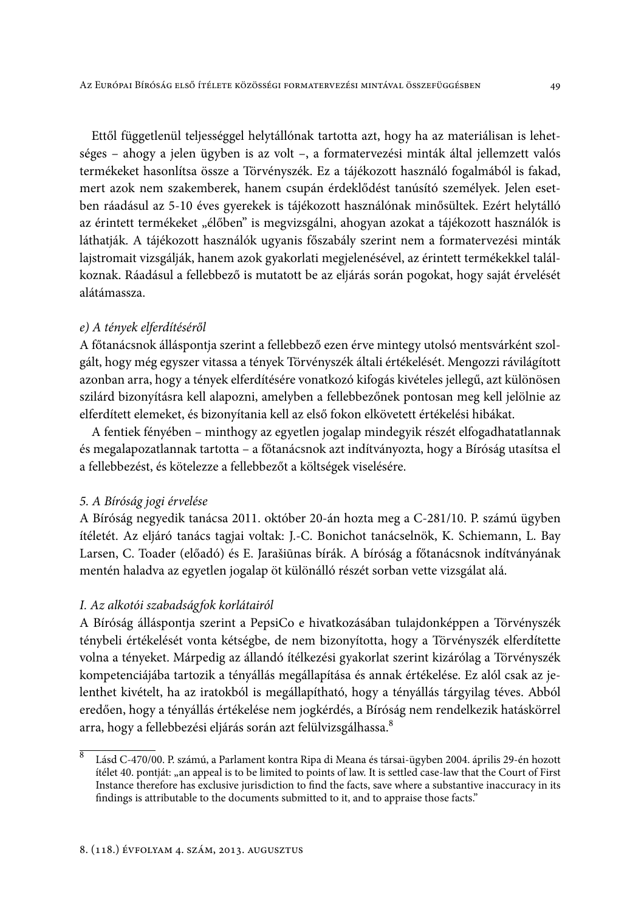Ettől függetlenül teljességgel helytállónak tartotta azt, hogy ha az materiálisan is lehetséges – ahogy a jelen ügyben is az volt –, a formatervezési minták által jellemzett valós termékeket hasonlítsa össze a Törvényszék. Ez a tájékozott használó fogalmából is fakad, mert azok nem szakemberek, hanem csupán érdeklődést tanúsító személyek. Jelen esetben ráadásul az 5-10 éves gyerekek is tájékozott használónak minősültek. Ezért helytálló az érintett termékeket „élőben" is megvizsgálni, ahogyan azokat a tájékozott használók is láthatják. A tájékozott használók ugyanis főszabály szerint nem a formatervezési minták lajstromait vizsgálják, hanem azok gyakorlati megjelenésével, az érintett termékekkel találkoznak. Ráadásul a fellebbező is mutatott be az eljárás során pogokat, hogy saját érvelését alátámassza.

*e) A tények elferdítéséről*

A főtanácsnok álláspontja szerint a fellebbező ezen érve mintegy utolsó mentsvárként szolgált, hogy még egyszer vitassa a tények Törvényszék általi értékelését. Mengozzi rávilágított azonban arra, hogy a tények elferdítésére vonatkozó kifogás kivételes jellegű, azt különösen szilárd bizonyításra kell alapozni, amelyben a fellebbezőnek pontosan meg kell jelölnie az elferdített elemeket, és bizonyítania kell az első fokon elkövetett értékelési hibákat.

A fentiek fényében – minthogy az egyetlen jogalap mindegyik részét elfogadhatatlannak és megalapozatlannak tartotta – a főtanácsnok azt indítványozta, hogy a Bíróság utasítsa el a fellebbezést, és kötelezze a fellebbezőt a költségek viselésére.

*5. A Bíróság jogi érvelése*

A Bíróság negyedik tanácsa 2011. október 20-án hozta meg a C-281/10. P. számú ügyben ítéletét. Az eljáró tanács tagjai voltak: J.-C. Bonichot tanácselnök, K. Schiemann, L. Bay Larsen, C. Toader (előadó) és E. Jarašiūnas bírák. A bíróság a főtanácsnok indítványának mentén haladva az egyetlen jogalap öt különálló részét sorban vette vizsgálat alá.

*I. Az alkotói szabadságfok korlátairól*

A Bíróság álláspontja szerint a PepsiCo e hivatkozásában tulajdonképpen a Törvényszék ténybeli értékelését vonta kétségbe, de nem bizonyította, hogy a Törvényszék elferdítette volna a tényeket. Márpedig az állandó ítélkezési gyakorlat szerint kizárólag a Törvényszék kompetenciájába tartozik a tényállás megállapítása és annak értékelése. Ez alól csak az jelenthet kivételt, ha az iratokból is megállapítható, hogy a tényállás tárgyilag téves. Abból eredően, hogy a tényállás értékelése nem jogkérdés, a Bíróság nem rendelkezik hatáskörrel arra, hogy a fellebbezési eljárás során azt felülvizsgálhassa.[8]

---

[8] Lásd C-470/00. P. számú, a Parlament kontra Ripa di Meana és társai-ügyben 2004. április 29-én hozott ítélet 40. pontját: „an appeal is to be limited to points of law. It is settled case-law that the Court of First Instance therefore has exclusive jurisdiction to find the facts, save where a substantive inaccuracy in its findings is attributable to the documents submitted to it, and to appraise those facts."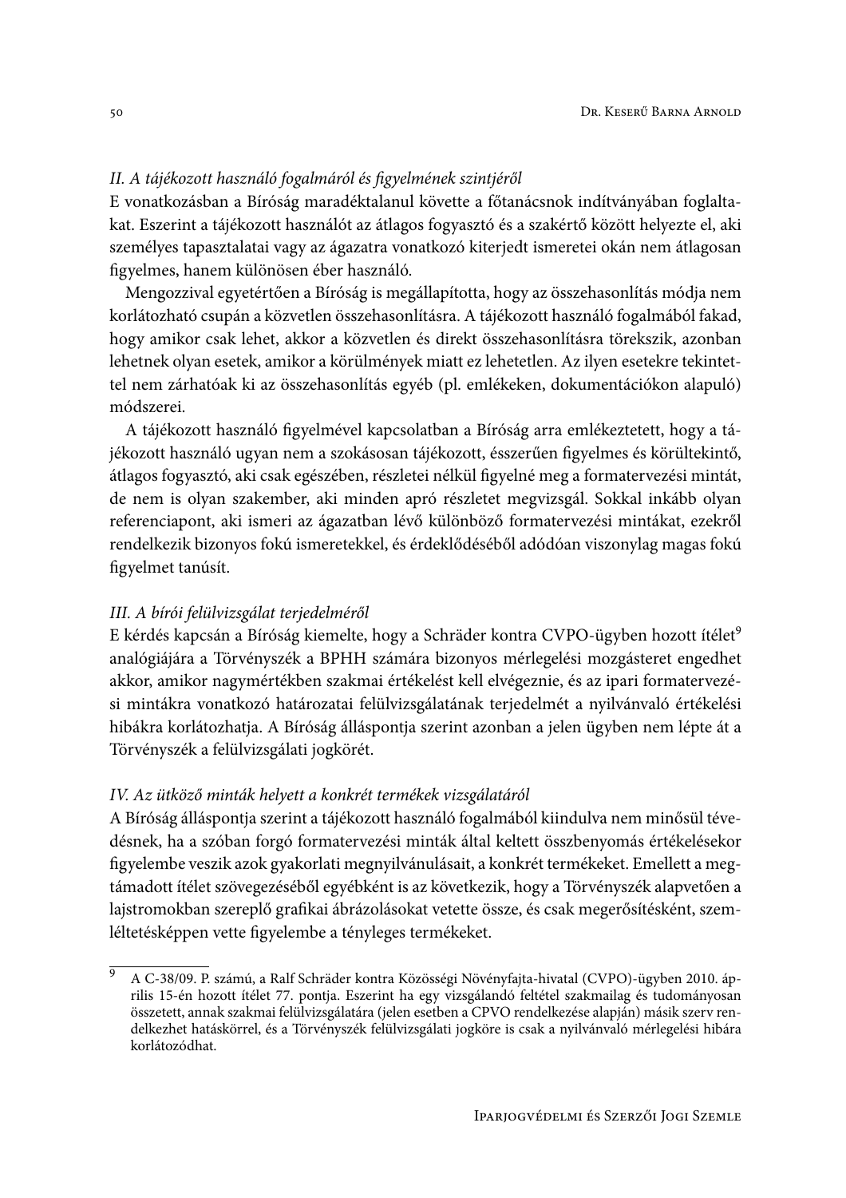*II. A tájékozott használó fogalmáról és figyelmének szintjéről*

E vonatkozásban a Bíróság maradéktalanul követte a főtanácsnok indítványában foglaltakat. Eszerint a tájékozott használót az átlagos fogyasztó és a szakértő között helyezte el, aki személyes tapasztalatai vagy az ágazatra vonatkozó kiterjedt ismeretei okán nem átlagosan figyelmes, hanem különösen éber használó.

Mengozzival egyetértően a Bíróság is megállapította, hogy az összehasonlítás módja nem korlátozható csupán a közvetlen összehasonlításra. A tájékozott használó fogalmából fakad, hogy amikor csak lehet, akkor a közvetlen és direkt összehasonlításra törekszik, azonban lehetnek olyan esetek, amikor a körülmények miatt ez lehetetlen. Az ilyen esetekre tekintettel nem zárhatóak ki az összehasonlítás egyéb (pl. emlékeken, dokumentációkon alapuló) módszerei.

A tájékozott használó figyelmével kapcsolatban a Bíróság arra emlékeztetett, hogy a tájékozott használó ugyan nem a szokásosan tájékozott, ésszerűen figyelmes és körültekintő, átlagos fogyasztó, aki csak egészében, részletei nélkül figyelné meg a formatervezési mintát, de nem is olyan szakember, aki minden apró részletet megvizsgál. Sokkal inkább olyan referenciapont, aki ismeri az ágazatban lévő különböző formatervezési mintákat, ezekről rendelkezik bizonyos fokú ismeretekkel, és érdeklődéséből adódóan viszonylag magas fokú figyelmet tanúsít.

*III. A bírói felülvizsgálat terjedelméről*

E kérdés kapcsán a Bíróság kiemelte, hogy a Schräder kontra CVPO-ügyben hozott ítélet[9] analógiájára a Törvényszék a BPHH számára bizonyos mérlegelési mozgásteret engedhet akkor, amikor nagymértékben szakmai értékelést kell elvégeznie, és az ipari formatervezési mintákra vonatkozó határozatai felülvizsgálatának terjedelmét a nyilvánvaló értékelési hibákra korlátozhatja. A Bíróság álláspontja szerint azonban a jelen ügyben nem lépte át a Törvényszék a felülvizsgálati jogkörét.

*IV. Az ütköző minták helyett a konkrét termékek vizsgálatáról*

A Bíróság álláspontja szerint a tájékozott használó fogalmából kiindulva nem minősül tévedésnek, ha a szóban forgó formatervezési minták által keltett összbenyomás értékelésekor figyelembe veszik azok gyakorlati megnyilvánulásait, a konkrét termékeket. Emellett a megtámadott ítélet szövegezéséből egyébként is az következik, hogy a Törvényszék alapvetően a lajstromokban szereplő grafikai ábrázolásokat vetette össze, és csak megerősítésként, szemléltetésképpen vette figyelembe a tényleges termékeket.

---

[9] A C-38/09. P. számú, a Ralf Schräder kontra Közösségi Növényfajta-hivatal (CVPO)-ügyben 2010. április 15-én hozott ítélet 77. pontja. Eszerint ha egy vizsgálandó feltétel szakmailag és tudományosan összetett, annak szakmai felülvizsgálatára (jelen esetben a CPVO rendelkezése alapján) másik szerv rendelkezhet hatáskörrel, és a Törvényszék felülvizsgálati jogköre is csak a nyilvánvaló mérlegelési hibára korlátozódhat.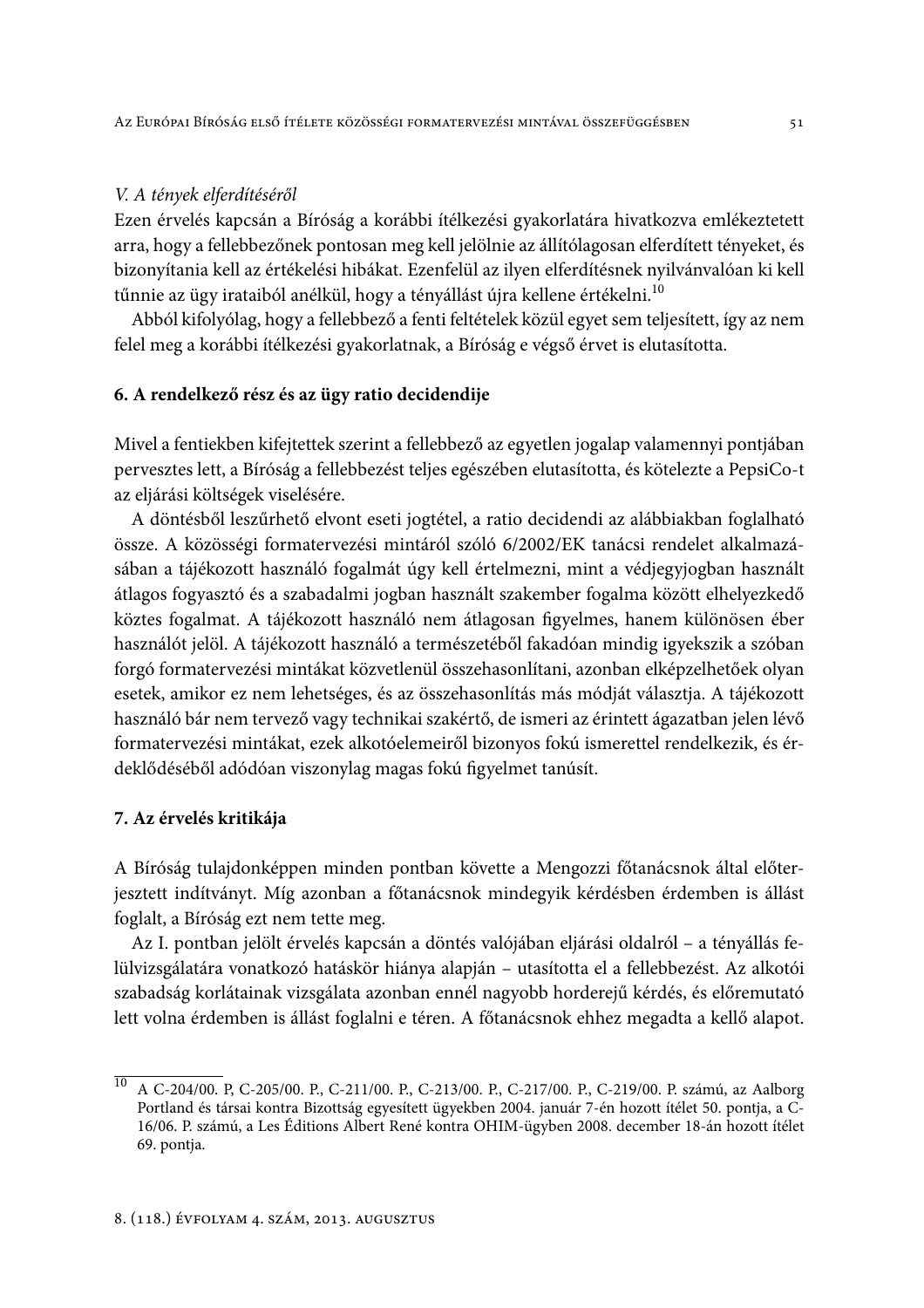*V. A tények elferdítéséről*

Ezen érvelés kapcsán a Bíróság a korábbi ítélkezési gyakorlatára hivatkozva emlékeztetett arra, hogy a fellebbezőnek pontosan meg kell jelölnie az állítólagosan elferdített tényeket, és bizonyítania kell az értékelési hibákat. Ezenfelül az ilyen elferdítésnek nyilvánvalóan ki kell tűnnie az ügy irataiból anélkül, hogy a tényállást újra kellene értékelni.[10]

Abból kifolyólag, hogy a fellebbező a fenti feltételek közül egyet sem teljesített, így az nem felel meg a korábbi ítélkezési gyakorlatnak, a Bíróság e végső érvet is elutasította.

## 6. A rendelkező rész és az ügy ratio decidendije

Mivel a fentiekben kifejtettek szerint a fellebbező az egyetlen jogalap valamennyi pontjában pervesztes lett, a Bíróság a fellebbezést teljes egészében elutasította, és kötelezte a PepsiCo-t az eljárási költségek viselésére.

A döntésből leszűrhető elvont eseti jogtétel, a ratio decidendi az alábbiakban foglalható össze. A közösségi formatervezési mintáról szóló 6/2002/EK tanácsi rendelet alkalmazásában a tájékozott használó fogalmát úgy kell értelmezni, mint a védjegyjogban használt átlagos fogyasztó és a szabadalmi jogban használt szakember fogalma között elhelyezkedő köztes fogalmat. A tájékozott használó nem átlagosan figyelmes, hanem különösen éber használót jelöl. A tájékozott használó a természetéből fakadóan mindig igyekszik a szóban forgó formatervezési mintákat közvetlenül összehasonlítani, azonban elképzelhetőek olyan esetek, amikor ez nem lehetséges, és az összehasonlítás más módját választja. A tájékozott használó bár nem tervező vagy technikai szakértő, de ismeri az érintett ágazatban jelen lévő formatervezési mintákat, ezek alkotóelemeiről bizonyos fokú ismerettel rendelkezik, és érdeklődéséből adódóan viszonylag magas fokú figyelmet tanúsít.

## 7. Az érvelés kritikája

A Bíróság tulajdonképpen minden pontban követte a Mengozzi főtanácsnok által előterjesztett indítványt. Míg azonban a főtanácsnok mindegyik kérdésben érdemben is állást foglalt, a Bíróság ezt nem tette meg.

Az I. pontban jelölt érvelés kapcsán a döntés valójában eljárási oldalról – a tényállás felülvizsgálatára vonatkozó hatáskör hiánya alapján – utasította el a fellebbezést. Az alkotói szabadság korlátainak vizsgálata azonban ennél nagyobb horderejű kérdés, és előremutató lett volna érdemben is állást foglalni e téren. A főtanácsnok ehhez megadta a kellő alapot.

---

[10] A C-204/00. P, C-205/00. P., C-211/00. P., C-213/00. P., C-217/00. P., C-219/00. P. számú, az Aalborg Portland és társai kontra Bizottság egyesített ügyekben 2004. január 7-én hozott ítélet 50. pontja, a C-16/06. P. számú, a Les Éditions Albert René kontra OHIM-ügyben 2008. december 18-án hozott ítélet 69. pontja.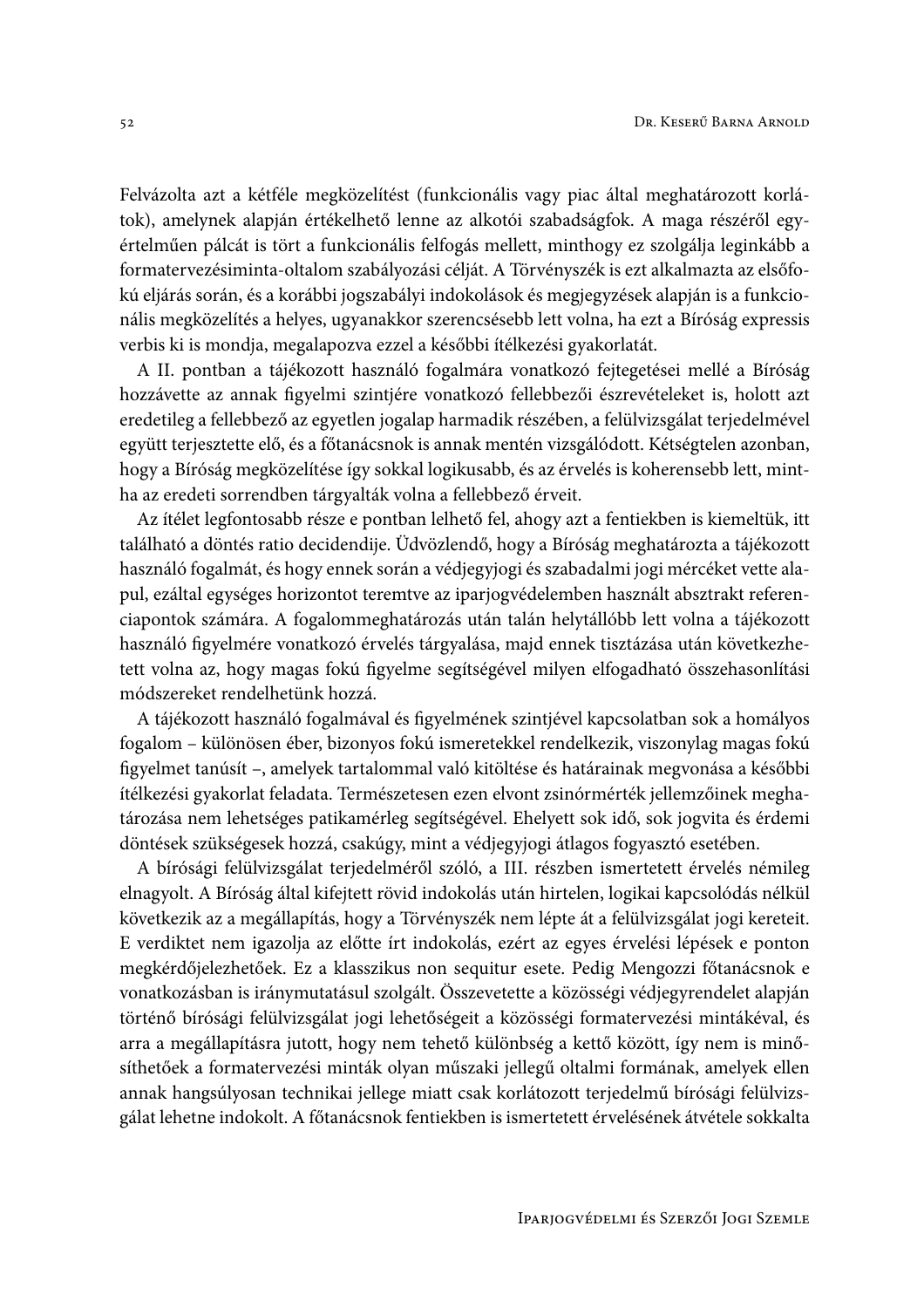Felvázolta azt a kétféle megközelítést (funkcionális vagy piac által meghatározott korlátok), amelynek alapján értékelhető lenne az alkotói szabadságfok. A maga részéről egyértelműen pálcát is tört a funkcionális felfogás mellett, minthogy ez szolgálja leginkább a formatervezésiminta-oltalom szabályozási célját. A Törvényszék is ezt alkalmazta az elsőfokú eljárás során, és a korábbi jogszabályi indokolások és megjegyzések alapján is a funkcionális megközelítés a helyes, ugyanakkor szerencsésebb lett volna, ha ezt a Bíróság expressis verbis ki is mondja, megalapozva ezzel a későbbi ítélkezési gyakorlatát.

A II. pontban a tájékozott használó fogalmára vonatkozó fejtegetései mellé a Bíróság hozzávette az annak figyelmi szintjére vonatkozó fellebbezői észrevételeket is, holott azt eredetileg a fellebbező az egyetlen jogalap harmadik részében, a felülvizsgálat terjedelmével együtt terjesztette elő, és a főtanácsnok is annak mentén vizsgálódott. Kétségtelen azonban, hogy a Bíróság megközelítése így sokkal logikusabb, és az érvelés is koherensebb lett, mintha az eredeti sorrendben tárgyalták volna a fellebbező érveit.

Az ítélet legfontosabb része e pontban lelhető fel, ahogy azt a fentiekben is kiemeltük, itt található a döntés ratio decidendije. Üdvözlendő, hogy a Bíróság meghatározta a tájékozott használó fogalmát, és hogy ennek során a védjegyjogi és szabadalmi jogi mércéket vette alapul, ezáltal egységes horizontot teremtve az iparjogvédelemben használt absztrakt referenciapontok számára. A fogalommeghatározás után talán helytállóbb lett volna a tájékozott használó figyelmére vonatkozó érvelés tárgyalása, majd ennek tisztázása után következhetett volna az, hogy magas fokú figyelme segítségével milyen elfogadható összehasonlítási módszereket rendelhetünk hozzá.

A tájékozott használó fogalmával és figyelmének szintjével kapcsolatban sok a homályos fogalom – különösen éber, bizonyos fokú ismeretekkel rendelkezik, viszonylag magas fokú figyelmet tanúsít –, amelyek tartalommal való kitöltése és határainak megvonása a későbbi ítélkezési gyakorlat feladata. Természetesen ezen elvont zsinórmérték jellemzőinek meghatározása nem lehetséges patikamérleg segítségével. Ehelyett sok idő, sok jogvita és érdemi döntések szükségesek hozzá, csakúgy, mint a védjegyjogi átlagos fogyasztó esetében.

A bírósági felülvizsgálat terjedelméről szóló, a III. részben ismertetett érvelés némileg elnagyolt. A Bíróság által kifejtett rövid indokolás után hirtelen, logikai kapcsolódás nélkül következik az a megállapítás, hogy a Törvényszék nem lépte át a felülvizsgálat jogi kereteit. E verdiktet nem igazolja az előtte írt indokolás, ezért az egyes érvelési lépések e ponton megkérdőjelezhetőek. Ez a klasszikus non sequitur esete. Pedig Mengozzi főtanácsnok e vonatkozásban is iránymutatásul szolgált. Összevetette a közösségi védjegyrendelet alapján történő bírósági felülvizsgálat jogi lehetőségeit a közösségi formatervezési mintákéval, és arra a megállapításra jutott, hogy nem tehető különbség a kettő között, így nem is minősíthetőek a formatervezési minták olyan műszaki jellegű oltalmi formának, amelyek ellen annak hangsúlyosan technikai jellege miatt csak korlátozott terjedelmű bírósági felülvizsgálat lehetne indokolt. A főtanácsnok fentiekben is ismertetett érvelésének átvétele sokkalta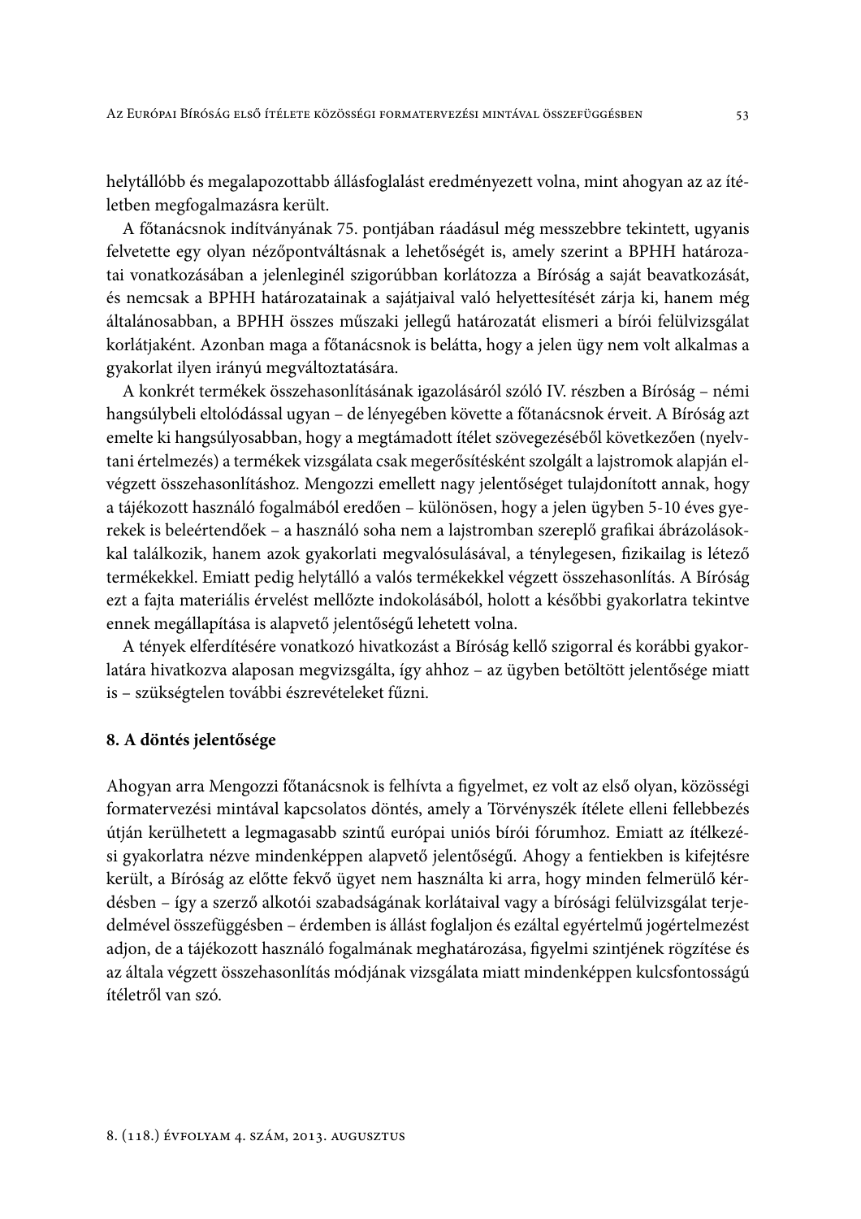helytállóbb és megalapozottabb állásfoglalást eredményezett volna, mint ahogyan az az ítéletben megfogalmazásra került.

A főtanácsnok indítványának 75. pontjában ráadásul még messzebbre tekintett, ugyanis felvetette egy olyan nézőpontváltásnak a lehetőségét is, amely szerint a BPHH határozatai vonatkozásában a jelenleginél szigorúbban korlátozza a Bíróság a saját beavatkozását, és nemcsak a BPHH határozatainak a sajátjaival való helyettesítését zárja ki, hanem még általánosabban, a BPHH összes műszaki jellegű határozatát elismeri a bírói felülvizsgálat korlátjaként. Azonban maga a főtanácsnok is belátta, hogy a jelen ügy nem volt alkalmas a gyakorlat ilyen irányú megváltoztatására.

A konkrét termékek összehasonlításának igazolásáról szóló IV. részben a Bíróság – némi hangsúlybeli eltolódással ugyan – de lényegében követte a főtanácsnok érveit. A Bíróság azt emelte ki hangsúlyosabban, hogy a megtámadott ítélet szövegezéséből következően (nyelvtani értelmezés) a termékek vizsgálata csak megerősítésként szolgált a lajstromok alapján elvégzett összehasonlításhoz. Mengozzi emellett nagy jelentőséget tulajdonított annak, hogy a tájékozott használó fogalmából eredően – különösen, hogy a jelen ügyben 5-10 éves gyerekek is beleértendőek – a használó soha nem a lajstromban szereplő grafikai ábrázolásokkal találkozik, hanem azok gyakorlati megvalósulásával, a ténylegesen, fizikailag is létező termékekkel. Emiatt pedig helytálló a valós termékekkel végzett összehasonlítás. A Bíróság ezt a fajta materiális érvelést mellőzte indokolásából, holott a későbbi gyakorlatra tekintve ennek megállapítása is alapvető jelentőségű lehetett volna.

A tények elferdítésére vonatkozó hivatkozást a Bíróság kellő szigorral és korábbi gyakorlatára hivatkozva alaposan megvizsgálta, így ahhoz – az ügyben betöltött jelentősége miatt is – szükségtelen további észrevételeket fűzni.

## 8. A döntés jelentősége

Ahogyan arra Mengozzi főtanácsnok is felhívta a figyelmet, ez volt az első olyan, közösségi formatervezési mintával kapcsolatos döntés, amely a Törvényszék ítélete elleni fellebbezés útján kerülhetett a legmagasabb szintű európai uniós bírói fórumhoz. Emiatt az ítélkezési gyakorlatra nézve mindenképpen alapvető jelentőségű. Ahogy a fentiekben is kifejtésre került, a Bíróság az előtte fekvő ügyet nem használta ki arra, hogy minden felmerülő kérdésben – így a szerző alkotói szabadságának korlátaival vagy a bírósági felülvizsgálat terjedelmével összefüggésben – érdemben is állást foglaljon és ezáltal egyértelmű jogértelmezést adjon, de a tájékozott használó fogalmának meghatározása, figyelmi szintjének rögzítése és az általa végzett összehasonlítás módjának vizsgálata miatt mindenképpen kulcsfontosságú ítéletről van szó.